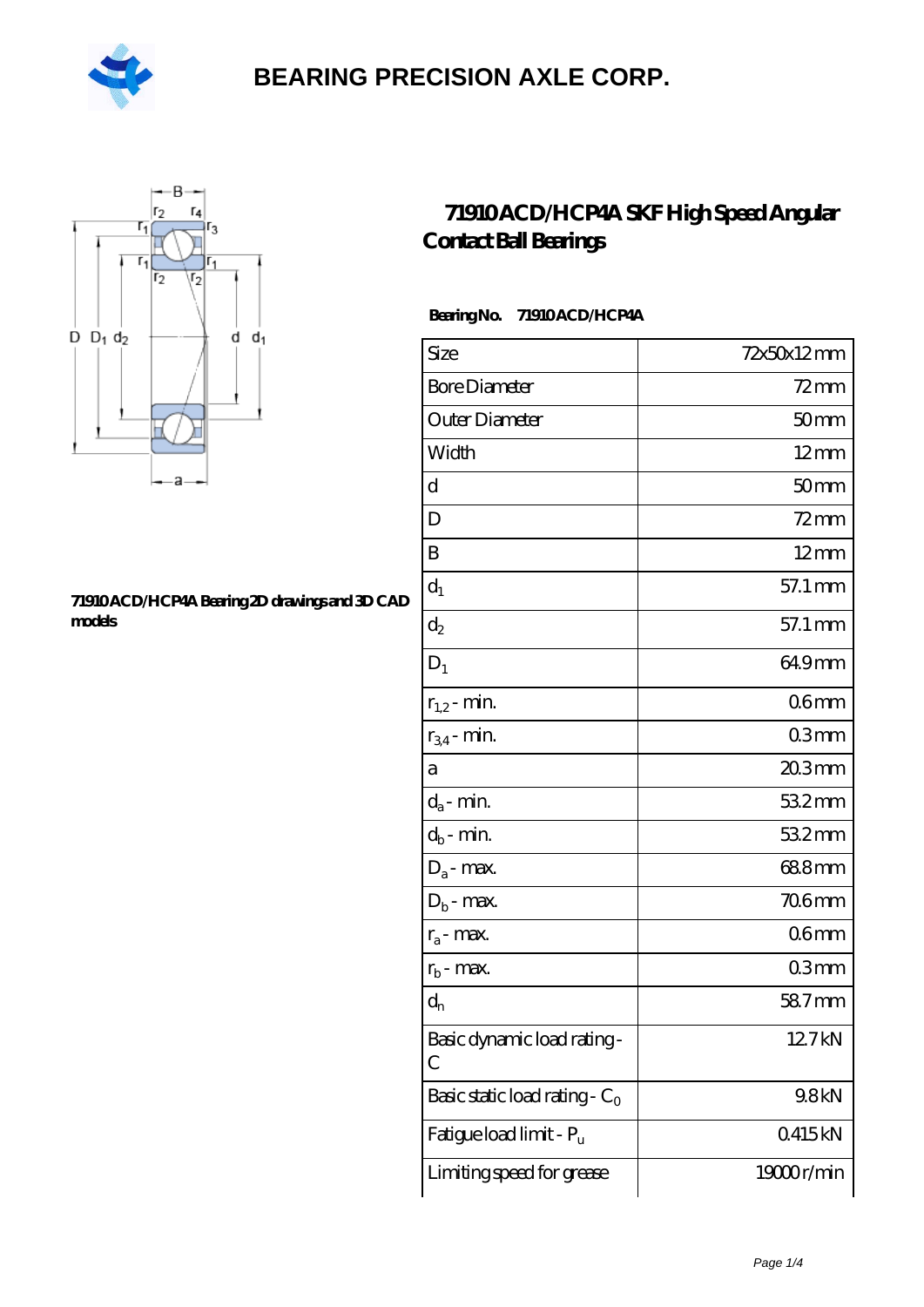# BEARING PRECISION AXLE CORP.

## 71910 ACD/HCP4A SKF High Speed Angular Contact Ball Bearings

71910 ACD/HCP4A Bearing 2D drawings and 3D CAD models

**Bearing No.** 71910 ACD/HCP4A

| Size | 72x50x12 mm |
|---|---|
| Bore Diameter | 72 mm |
| Outer Diameter | 50 mm |
| Width | 12 mm |
| d | 50 mm |
| D | 72 mm |
| B | 12 mm |
| $d_1$ | 57.1 mm |
| $d_2$ | 57.1 mm |
| $D_1$ | 64.9 mm |
| $r_{1,2}$ - min. | 0.6 mm |
| $r_{3,4}$ - min. | 0.3 mm |
| a | 20.3 mm |
| $d_a$ - min. | 53.2 mm |
| $d_b$ - min. | 53.2 mm |
| $D_a$ - max. | 68.8 mm |
| $D_b$ - max. | 70.6 mm |
| $r_a$ - max. | 0.6 mm |
| $r_b$ - max. | 0.3 mm |
| $d_n$ | 58.7 mm |
| Basic dynamic load rating - C | 12.7 kN |
| Basic static load rating - $C_0$ | 9.8 kN |
| Fatigue load limit - $P_u$ | 0.415 kN |
| Limiting speed for grease | 19000 r/min |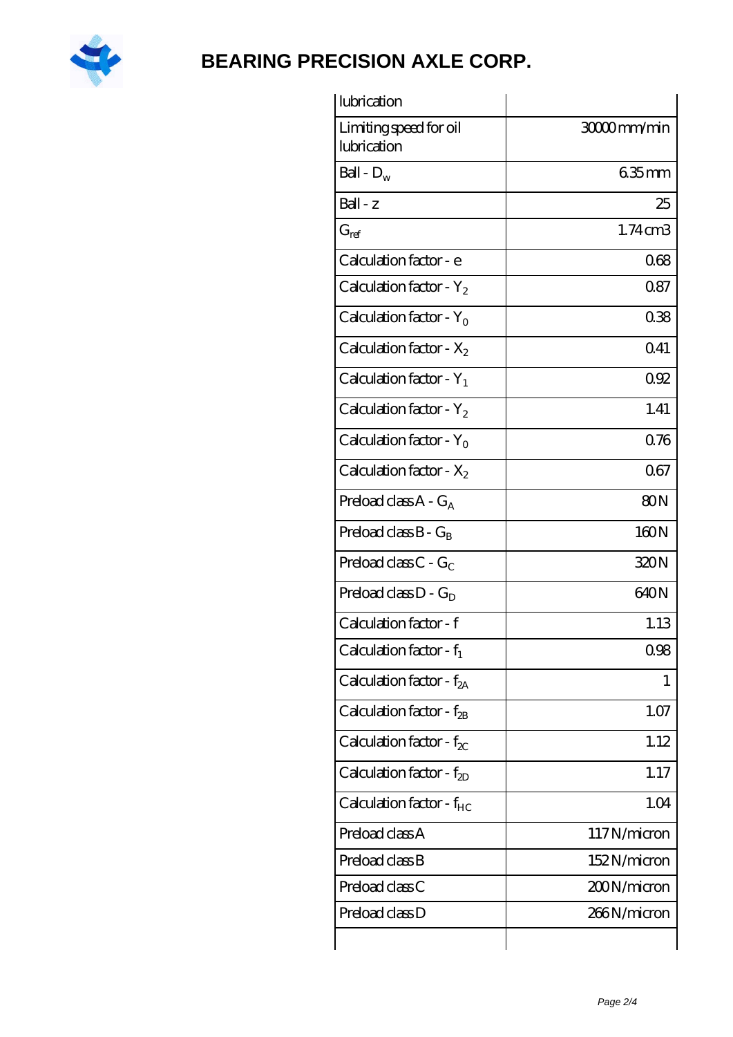| lubrication | |
|---|---|
| Limiting speed for oil lubrication | 30000 mm/min |
| Ball - $D_w$ | 6.35 mm |
| Ball - z | 25 |
| $G_{ref}$ | 1.74 cm3 |
| Calculation factor - e | 0.68 |
| Calculation factor - $Y_2$ | 0.87 |
| Calculation factor - $Y_0$ | 0.38 |
| Calculation factor - $X_2$ | 0.41 |
| Calculation factor - $Y_1$ | 0.92 |
| Calculation factor - $Y_2$ | 1.41 |
| Calculation factor - $Y_0$ | 0.76 |
| Calculation factor - $X_2$ | 0.67 |
| Preload class A - $G_A$ | 80 N |
| Preload class B - $G_B$ | 160 N |
| Preload class C - $G_C$ | 320 N |
| Preload class D - $G_D$ | 640 N |
| Calculation factor - f | 1.13 |
| Calculation factor - $f_1$ | 0.98 |
| Calculation factor - $f_{2A}$ | 1 |
| Calculation factor - $f_{2B}$ | 1.07 |
| Calculation factor - $f_{2C}$ | 1.12 |
| Calculation factor - $f_{2D}$ | 1.17 |
| Calculation factor - $f_{HC}$ | 1.04 |
| Preload class A | 117 N/micron |
| Preload class B | 152 N/micron |
| Preload class C | 200 N/micron |
| Preload class D | 266 N/micron |
| | |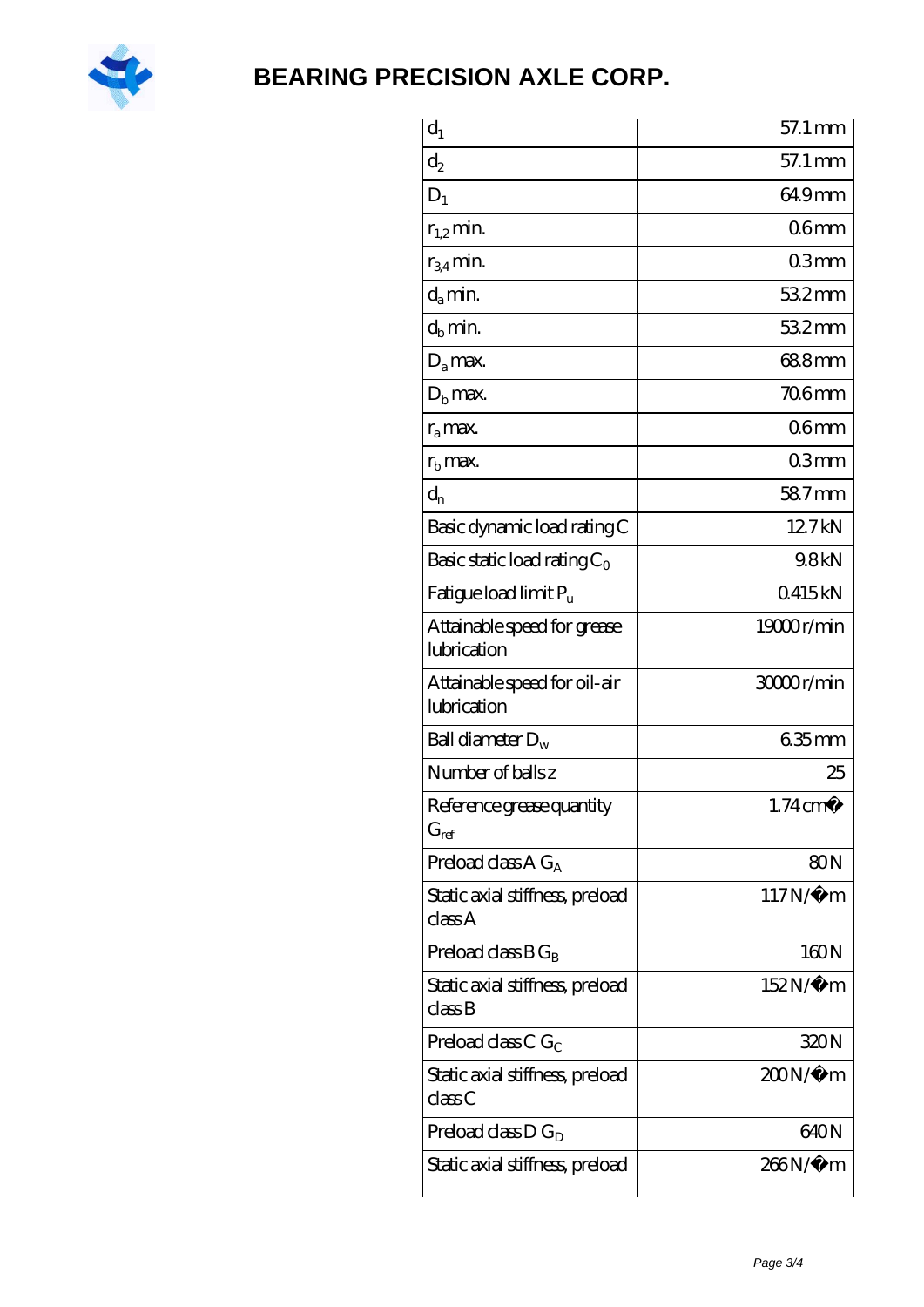| | |
|---|---|
| $d_1$ | 57.1 mm |
| $d_2$ | 57.1 mm |
| $D_1$ | 64.9 mm |
| $r_{1,2}$ min. | 0.6 mm |
| $r_{3,4}$ min. | 0.3 mm |
| $d_a$ min. | 53.2 mm |
| $d_b$ min. | 53.2 mm |
| $D_a$ max. | 68.8 mm |
| $D_b$ max. | 70.6 mm |
| $r_a$ max. | 0.6 mm |
| $r_b$ max. | 0.3 mm |
| $d_n$ | 58.7 mm |
| Basic dynamic load rating C | 12.7 kN |
| Basic static load rating $C_0$ | 9.8 kN |
| Fatigue load limit $P_u$ | 0.415 kN |
| Attainable speed for grease lubrication | 19000 r/min |
| Attainable speed for oil-air lubrication | 30000 r/min |
| Ball diameter $D_w$ | 6.35 mm |
| Number of balls z | 25 |
| Reference grease quantity $G_{ref}$ | 1.74 cm� |
| Preload class A $G_A$ | 80 N |
| Static axial stiffness, preload class A | 117 N/�m |
| Preload class B $G_B$ | 160 N |
| Static axial stiffness, preload class B | 152 N/�m |
| Preload class C $G_C$ | 320 N |
| Static axial stiffness, preload class C | 200 N/�m |
| Preload class D $G_D$ | 640 N |
| Static axial stiffness, preload | 266 N/�m |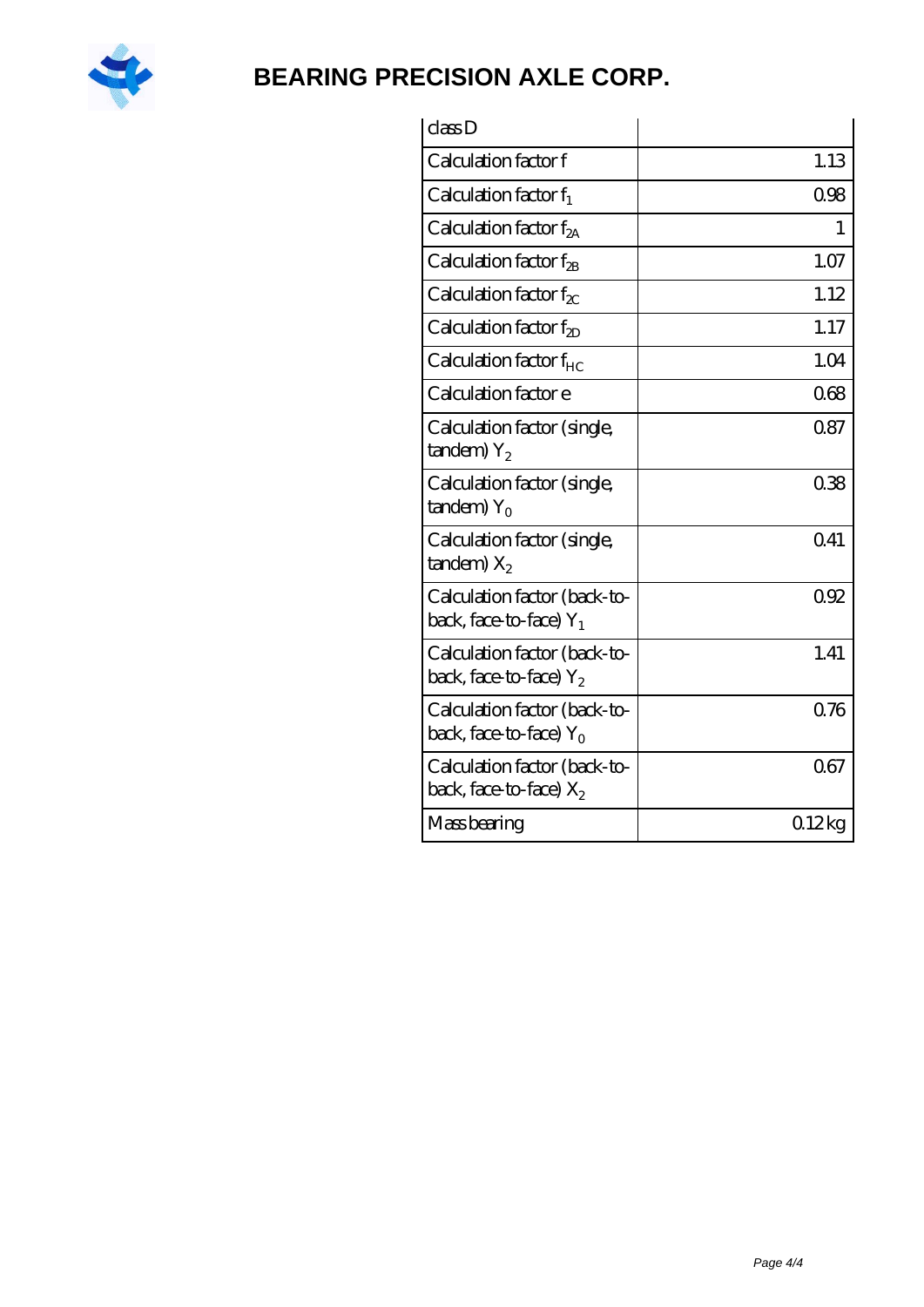| | |
|---|---|
| class D | |
| Calculation factor f | 1.13 |
| Calculation factor $f_1$ | 0.98 |
| Calculation factor $f_{2A}$ | 1 |
| Calculation factor $f_{2B}$ | 1.07 |
| Calculation factor $f_{2C}$ | 1.12 |
| Calculation factor $f_{2D}$ | 1.17 |
| Calculation factor $f_{HC}$ | 1.04 |
| Calculation factor e | 0.68 |
| Calculation factor (single, tandem) $Y_2$ | 0.87 |
| Calculation factor (single, tandem) $Y_0$ | 0.38 |
| Calculation factor (single, tandem) $X_2$ | 0.41 |
| Calculation factor (back-to-back, face-to-face) $Y_1$ | 0.92 |
| Calculation factor (back-to-back, face-to-face) $Y_2$ | 1.41 |
| Calculation factor (back-to-back, face-to-face) $Y_0$ | 0.76 |
| Calculation factor (back-to-back, face-to-face) $X_2$ | 0.67 |
| Mass bearing | 0.12 kg |